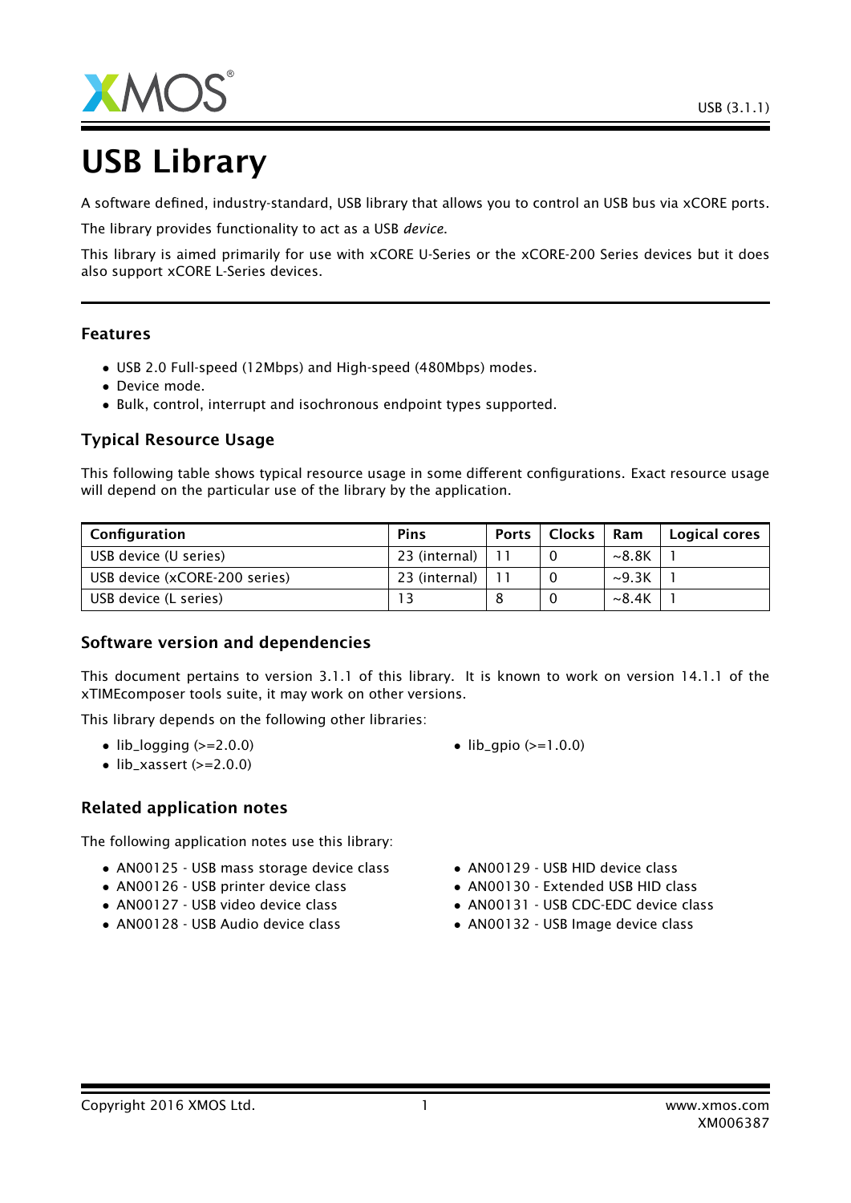# USB Library

A software defined, industry-standard, USB library that allows you to control an USB bus via xCORE ports.

The library provides functionality to act as a USB *device*.

This library is aimed primarily for use with xCORE U-Series or the xCORE-200 Series devices but it does also support xCORE L-Series devices.

## Features

- USB 2.0 Full-speed (12Mbps) and High-speed (480Mbps) modes.
- Device mode.
- Bulk, control, interrupt and isochronous endpoint types supported.

## Typical Resource Usage

This following table shows typical resource usage in some different configurations. Exact resource usage will depend on the particular use of the library by the application.

| Configuration | Pins | Ports | Clocks | Ram | Logical cores |
|---|---|---|---|---|---|
| USB device (U series) | 23 (internal) | 11 | 0 | ~8.8K | 1 |
| USB device (xCORE-200 series) | 23 (internal) | 11 | 0 | ~9.3K | 1 |
| USB device (L series) | 13 | 8 | 0 | ~8.4K | 1 |

## Software version and dependencies

This document pertains to version 3.1.1 of this library. It is known to work on version 14.1.1 of the xTIMEcomposer tools suite, it may work on other versions.

This library depends on the following other libraries:

- lib_logging (>=2.0.0)
- lib_xassert (>=2.0.0)
- lib_gpio (>=1.0.0)

## Related application notes

The following application notes use this library:

- AN00125 - USB mass storage device class
- AN00126 - USB printer device class
- AN00127 - USB video device class
- AN00128 - USB Audio device class
- AN00129 - USB HID device class
- AN00130 - Extended USB HID class
- AN00131 - USB CDC-EDC device class
- AN00132 - USB Image device class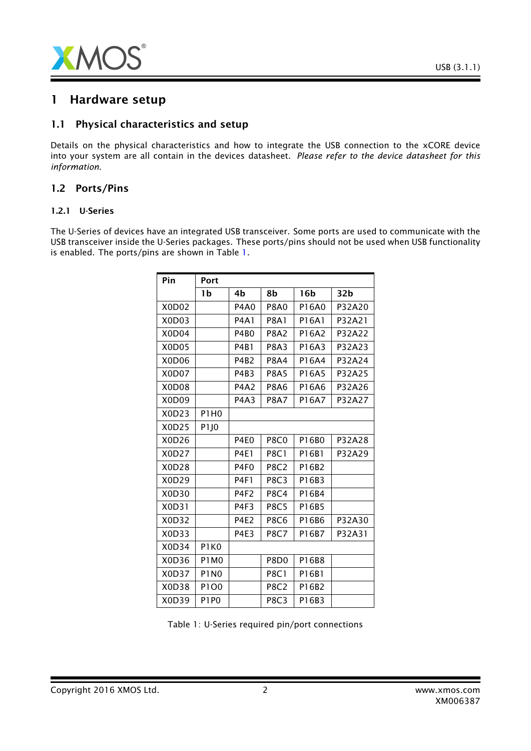# 1 Hardware setup

## 1.1 Physical characteristics and setup

Details on the physical characteristics and how to integrate the USB connection to the xCORE device into your system are all contain in the devices datasheet. *Please refer to the device datasheet for this information.*

## 1.2 Ports/Pins

### 1.2.1 U-Series

The U-Series of devices have an integrated USB transceiver. Some ports are used to communicate with the USB transceiver inside the U-Series packages. These ports/pins should not be used when USB functionality is enabled. The ports/pins are shown in Table 1.

| Pin | Port | | | | |
|---|---|---|---|---|---|
| | 1b | 4b | 8b | 16b | 32b |
| X0D02 | | P4A0 | P8A0 | P16A0 | P32A20 |
| X0D03 | | P4A1 | P8A1 | P16A1 | P32A21 |
| X0D04 | | P4B0 | P8A2 | P16A2 | P32A22 |
| X0D05 | | P4B1 | P8A3 | P16A3 | P32A23 |
| X0D06 | | P4B2 | P8A4 | P16A4 | P32A24 |
| X0D07 | | P4B3 | P8A5 | P16A5 | P32A25 |
| X0D08 | | P4A2 | P8A6 | P16A6 | P32A26 |
| X0D09 | | P4A3 | P8A7 | P16A7 | P32A27 |
| X0D23 | P1H0 | | | | |
| X0D25 | P1J0 | | | | |
| X0D26 | | P4E0 | P8C0 | P16B0 | P32A28 |
| X0D27 | | P4E1 | P8C1 | P16B1 | P32A29 |
| X0D28 | | P4F0 | P8C2 | P16B2 | |
| X0D29 | | P4F1 | P8C3 | P16B3 | |
| X0D30 | | P4F2 | P8C4 | P16B4 | |
| X0D31 | | P4F3 | P8C5 | P16B5 | |
| X0D32 | | P4E2 | P8C6 | P16B6 | P32A30 |
| X0D33 | | P4E3 | P8C7 | P16B7 | P32A31 |
| X0D34 | P1K0 | | | | |
| X0D36 | P1M0 | | P8D0 | P16B8 | |
| X0D37 | P1N0 | | P8C1 | P16B1 | |
| X0D38 | P1O0 | | P8C2 | P16B2 | |
| X0D39 | P1P0 | | P8C3 | P16B3 | |

Table 1: U-Series required pin/port connections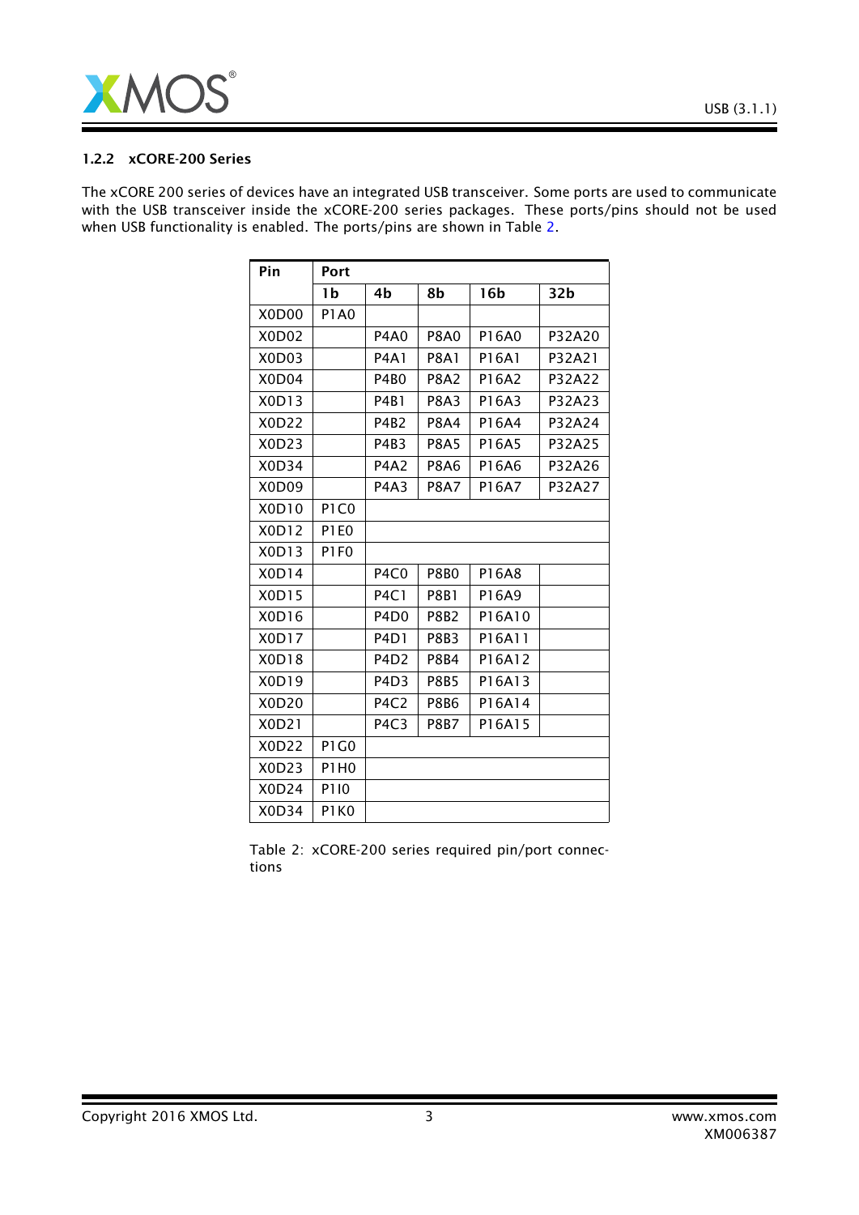### 1.2.2 xCORE-200 Series

The xCORE 200 series of devices have an integrated USB transceiver. Some ports are used to communicate with the USB transceiver inside the xCORE-200 series packages. These ports/pins should not be used when USB functionality is enabled. The ports/pins are shown in Table 2.

| Pin | Port | | | | |
|---|---|---|---|---|---|
| | 1b | 4b | 8b | 16b | 32b |
| X0D00 | P1A0 | | | | |
| X0D02 | | P4A0 | P8A0 | P16A0 | P32A20 |
| X0D03 | | P4A1 | P8A1 | P16A1 | P32A21 |
| X0D04 | | P4B0 | P8A2 | P16A2 | P32A22 |
| X0D13 | | P4B1 | P8A3 | P16A3 | P32A23 |
| X0D22 | | P4B2 | P8A4 | P16A4 | P32A24 |
| X0D23 | | P4B3 | P8A5 | P16A5 | P32A25 |
| X0D34 | | P4A2 | P8A6 | P16A6 | P32A26 |
| X0D09 | | P4A3 | P8A7 | P16A7 | P32A27 |
| X0D10 | P1C0 | | | | |
| X0D12 | P1E0 | | | | |
| X0D13 | P1F0 | | | | |
| X0D14 | | P4C0 | P8B0 | P16A8 | |
| X0D15 | | P4C1 | P8B1 | P16A9 | |
| X0D16 | | P4D0 | P8B2 | P16A10 | |
| X0D17 | | P4D1 | P8B3 | P16A11 | |
| X0D18 | | P4D2 | P8B4 | P16A12 | |
| X0D19 | | P4D3 | P8B5 | P16A13 | |
| X0D20 | | P4C2 | P8B6 | P16A14 | |
| X0D21 | | P4C3 | P8B7 | P16A15 | |
| X0D22 | P1G0 | | | | |
| X0D23 | P1H0 | | | | |
| X0D24 | P1I0 | | | | |
| X0D34 | P1K0 | | | | |

Table 2: xCORE-200 series required pin/port connections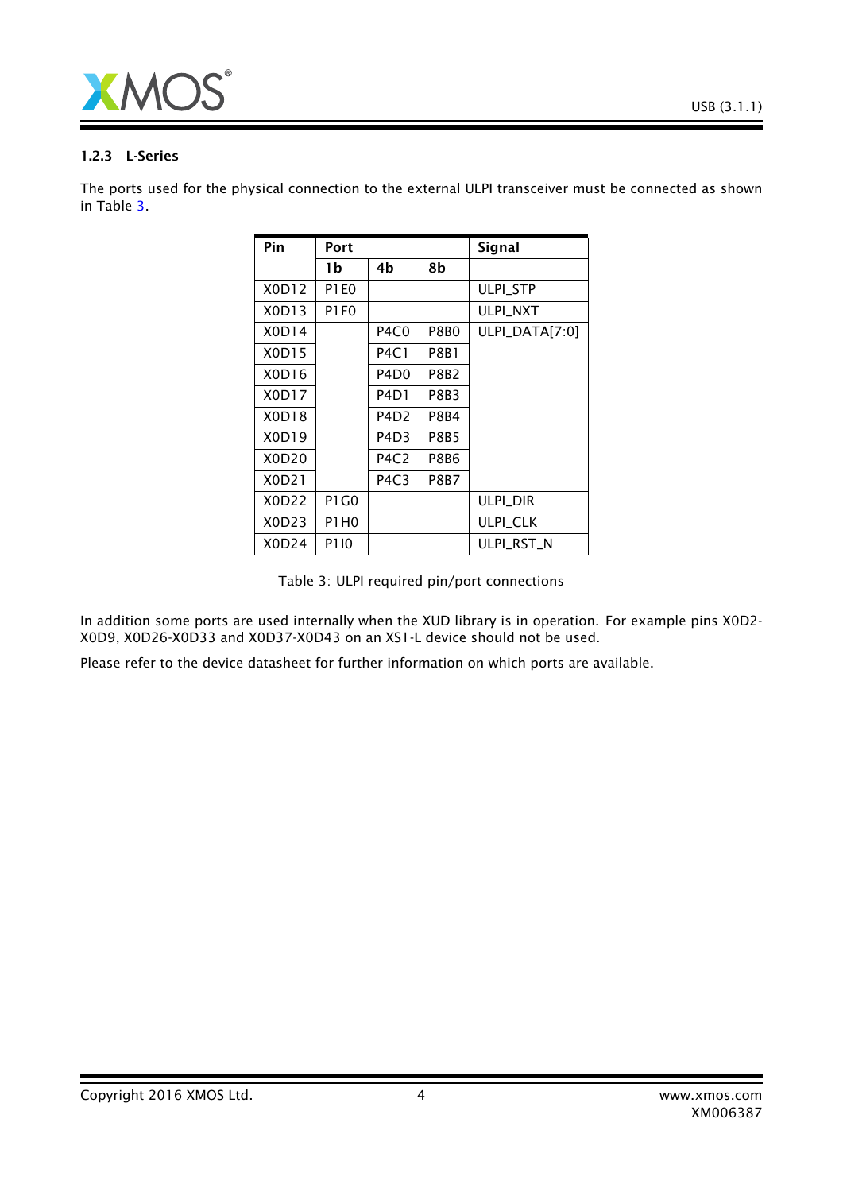### 1.2.3 L-Series

The ports used for the physical connection to the external ULPI transceiver must be connected as shown in Table 3.

| Pin | Port | | | Signal |
|---|---|---|---|---|
| | 1b | 4b | 8b | |
| X0D12 | P1E0 | | | ULPI_STP |
| X0D13 | P1F0 | | | ULPI_NXT |
| X0D14 | | P4C0 | P8B0 | ULPI_DATA[7:0] |
| X0D15 | | P4C1 | P8B1 | |
| X0D16 | | P4D0 | P8B2 | |
| X0D17 | | P4D1 | P8B3 | |
| X0D18 | | P4D2 | P8B4 | |
| X0D19 | | P4D3 | P8B5 | |
| X0D20 | | P4C2 | P8B6 | |
| X0D21 | | P4C3 | P8B7 | |
| X0D22 | P1G0 | | | ULPI_DIR |
| X0D23 | P1H0 | | | ULPI_CLK |
| X0D24 | P1I0 | | | ULPI_RST_N |

Table 3: ULPI required pin/port connections

In addition some ports are used internally when the XUD library is in operation. For example pins X0D2-X0D9, X0D26-X0D33 and X0D37-X0D43 on an XS1-L device should not be used.

Please refer to the device datasheet for further information on which ports are available.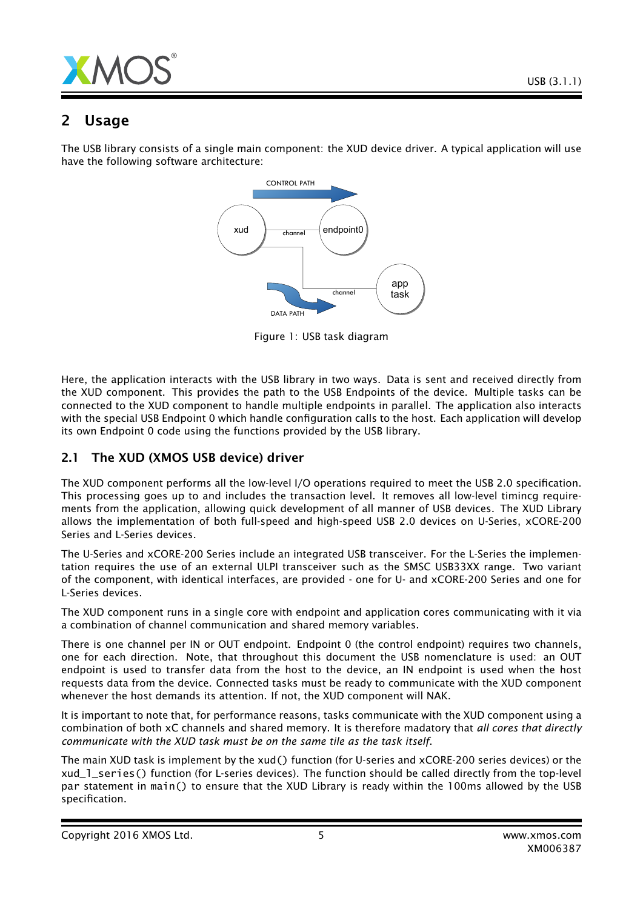## 2 Usage

The USB library consists of a single main component: the XUD device driver. A typical application will use have the following software architecture:

Figure 1: USB task diagram

Here, the application interacts with the USB library in two ways. Data is sent and received directly from the XUD component. This provides the path to the USB Endpoints of the device. Multiple tasks can be connected to the XUD component to handle multiple endpoints in parallel. The application also interacts with the special USB Endpoint 0 which handle configuration calls to the host. Each application will develop its own Endpoint 0 code using the functions provided by the USB library.

### 2.1 The XUD (XMOS USB device) driver

The XUD component performs all the low-level I/O operations required to meet the USB 2.0 specification. This processing goes up to and includes the transaction level. It removes all low-level timincg requirements from the application, allowing quick development of all manner of USB devices. The XUD Library allows the implementation of both full-speed and high-speed USB 2.0 devices on U-Series, xCORE-200 Series and L-Series devices.

The U-Series and xCORE-200 Series include an integrated USB transceiver. For the L-Series the implementation requires the use of an external ULPI transceiver such as the SMSC USB33XX range. Two variant of the component, with identical interfaces, are provided - one for U- and xCORE-200 Series and one for L-Series devices.

The XUD component runs in a single core with endpoint and application cores communicating with it via a combination of channel communication and shared memory variables.

There is one channel per IN or OUT endpoint. Endpoint 0 (the control endpoint) requires two channels, one for each direction. Note, that throughout this document the USB nomenclature is used: an OUT endpoint is used to transfer data from the host to the device, an IN endpoint is used when the host requests data from the device. Connected tasks must be ready to communicate with the XUD component whenever the host demands its attention. If not, the XUD component will NAK.

It is important to note that, for performance reasons, tasks communicate with the XUD component using a combination of both xC channels and shared memory. It is therefore madatory that *all cores that directly communicate with the XUD task must be on the same tile as the task itself*.

The main XUD task is implement by the `xud()` function (for U-series and xCORE-200 series devices) or the `xud_l_series()` function (for L-series devices). The function should be called directly from the top-level `par` statement in `main()` to ensure that the XUD Library is ready within the 100ms allowed by the USB specification.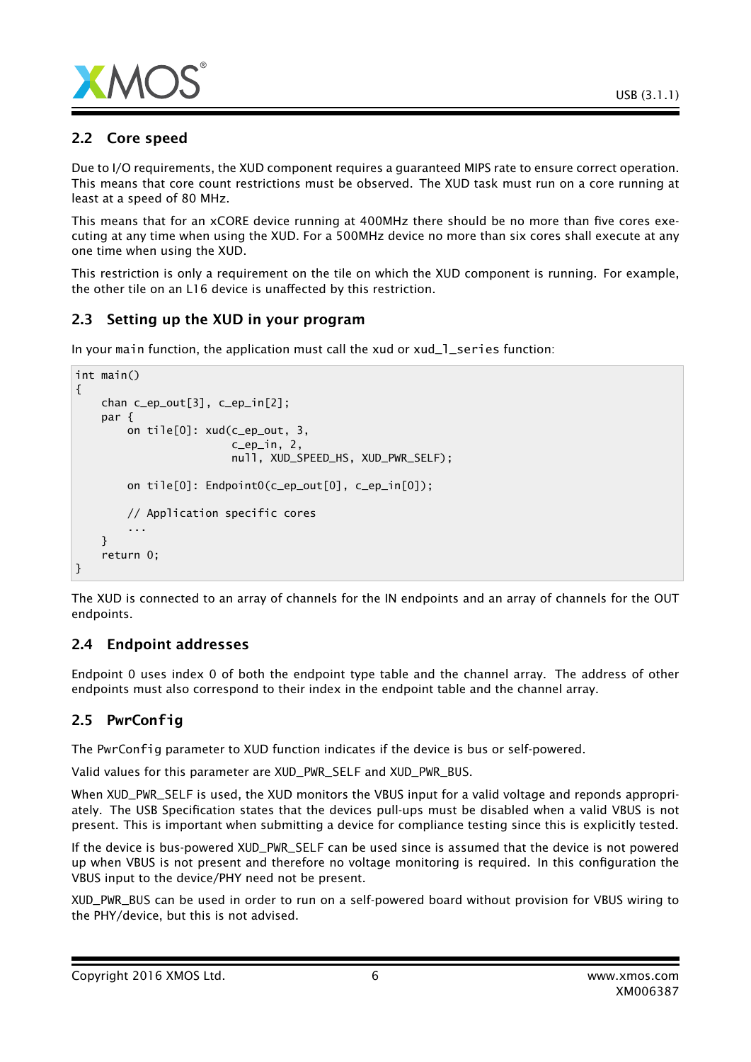## 2.2 Core speed

Due to I/O requirements, the XUD component requires a guaranteed MIPS rate to ensure correct operation. This means that core count restrictions must be observed. The XUD task must run on a core running at least at a speed of 80 MHz.

This means that for an xCORE device running at 400MHz there should be no more than five cores executing at any time when using the XUD. For a 500MHz device no more than six cores shall execute at any one time when using the XUD.

This restriction is only a requirement on the tile on which the XUD component is running. For example, the other tile on an L16 device is unaffected by this restriction.

## 2.3 Setting up the XUD in your program

In your `main` function, the application must call the xud or `xud_l_series` function:

```
int main()
{
    chan c_ep_out[3], c_ep_in[2];
    par {
        on tile[0]: xud(c_ep_out, 3,
                        c_ep_in, 2,
                        null, XUD_SPEED_HS, XUD_PWR_SELF);

        on tile[0]: Endpoint0(c_ep_out[0], c_ep_in[0]);

        // Application specific cores
        ...
    }
    return 0;
}
```

The XUD is connected to an array of channels for the IN endpoints and an array of channels for the OUT endpoints.

## 2.4 Endpoint addresses

Endpoint 0 uses index 0 of both the endpoint type table and the channel array. The address of other endpoints must also correspond to their index in the endpoint table and the channel array.

## 2.5 `PwrConfig`

The `PwrConfig` parameter to XUD function indicates if the device is bus or self-powered.

Valid values for this parameter are XUD_PWR_SELF and XUD_PWR_BUS.

When XUD_PWR_SELF is used, the XUD monitors the VBUS input for a valid voltage and reponds appropriately. The USB Specification states that the devices pull-ups must be disabled when a valid VBUS is not present. This is important when submitting a device for compliance testing since this is explicitly tested.

If the device is bus-powered XUD_PWR_SELF can be used since is assumed that the device is not powered up when VBUS is not present and therefore no voltage monitoring is required. In this configuration the VBUS input to the device/PHY need not be present.

XUD_PWR_BUS can be used in order to run on a self-powered board without provision for VBUS wiring to the PHY/device, but this is not advised.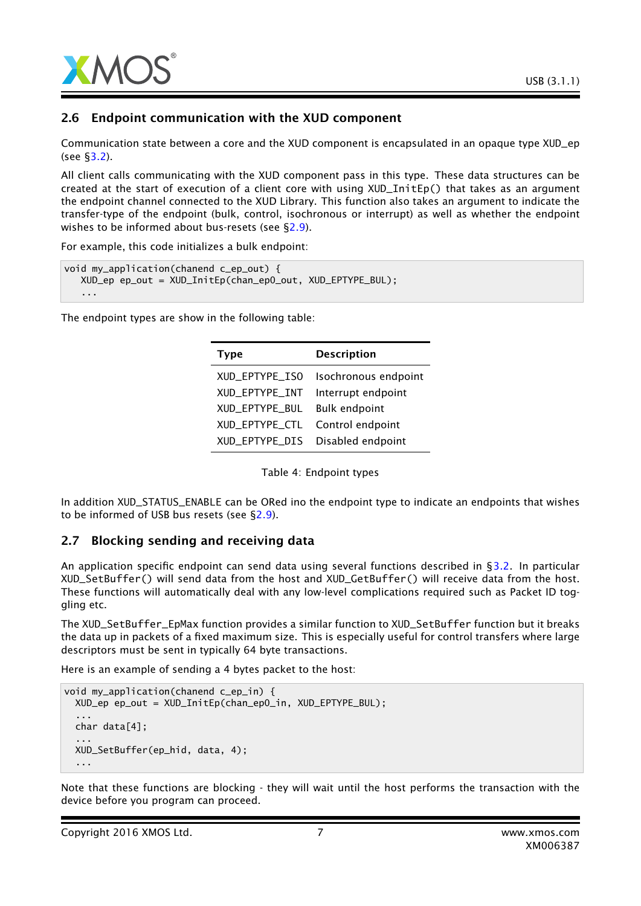## 2.6 Endpoint communication with the XUD component

Communication state between a core and the XUD component is encapsulated in an opaque type XUD_ep (see §3.2).

All client calls communicating with the XUD component pass in this type. These data structures can be created at the start of execution of a client core with using XUD_InitEp() that takes as an argument the endpoint channel connected to the XUD Library. This function also takes an argument to indicate the transfer-type of the endpoint (bulk, control, isochronous or interrupt) as well as whether the endpoint wishes to be informed about bus-resets (see §2.9).

For example, this code initializes a bulk endpoint:

```
void my_application(chanend c_ep_out) {
   XUD_ep ep_out = XUD_InitEp(chan_ep0_out, XUD_EPTYPE_BUL);
   ...
```

The endpoint types are show in the following table:

| Type | Description |
|---|---|
| XUD_EPTYPE_ISO | Isochronous endpoint |
| XUD_EPTYPE_INT | Interrupt endpoint |
| XUD_EPTYPE_BUL | Bulk endpoint |
| XUD_EPTYPE_CTL | Control endpoint |
| XUD_EPTYPE_DIS | Disabled endpoint |

Table 4: Endpoint types

In addition XUD_STATUS_ENABLE can be ORed ino the endpoint type to indicate an endpoints that wishes to be informed of USB bus resets (see §2.9).

## 2.7 Blocking sending and receiving data

An application specific endpoint can send data using several functions described in §3.2. In particular XUD_SetBuffer() will send data from the host and XUD_GetBuffer() will receive data from the host. These functions will automatically deal with any low-level complications required such as Packet ID toggling etc.

The XUD_SetBuffer_EpMax function provides a similar function to XUD_SetBuffer function but it breaks the data up in packets of a fixed maximum size. This is especially useful for control transfers where large descriptors must be sent in typically 64 byte transactions.

Here is an example of sending a 4 bytes packet to the host:

```
void my_application(chanend c_ep_in) {
  XUD_ep ep_out = XUD_InitEp(chan_ep0_in, XUD_EPTYPE_BUL);
  ...
  char data[4];
  ...
  XUD_SetBuffer(ep_hid, data, 4);
  ...
```

Note that these functions are blocking - they will wait until the host performs the transaction with the device before you program can proceed.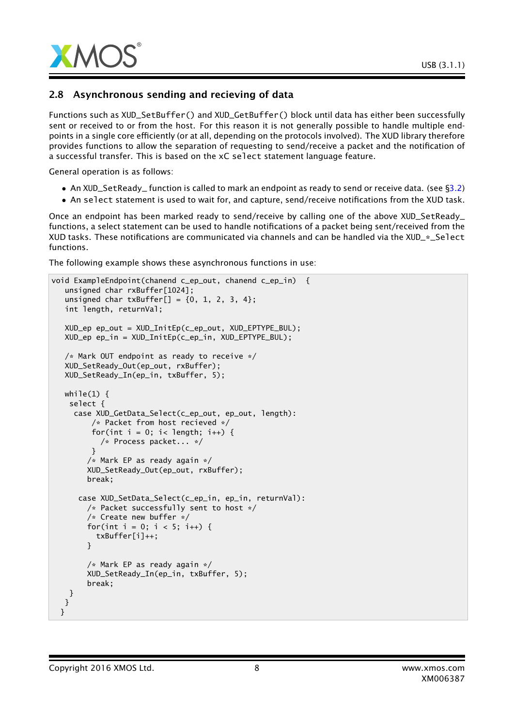## 2.8 Asynchronous sending and recieving of data

Functions such as XUD_SetBuffer() and XUD_GetBuffer() block until data has either been successfully sent or received to or from the host. For this reason it is not generally possible to handle multiple endpoints in a single core efficiently (or at all, depending on the protocols involved). The XUD library therefore provides functions to allow the separation of requesting to send/receive a packet and the notification of a successful transfer. This is based on the xC select statement language feature.

General operation is as follows:

- An XUD_SetReady_ function is called to mark an endpoint as ready to send or receive data. (see §3.2)
- An select statement is used to wait for, and capture, send/receive notifications from the XUD task.

Once an endpoint has been marked ready to send/receive by calling one of the above XUD_SetReady_ functions, a select statement can be used to handle notifications of a packet being sent/received from the XUD tasks. These notifications are communicated via channels and can be handled via the XUD_*_Select functions.

The following example shows these asynchronous functions in use:

```
void ExampleEndpoint(chanend c_ep_out, chanend c_ep_in)  {
   unsigned char rxBuffer[1024];
   unsigned char txBuffer[] = {0, 1, 2, 3, 4};
   int length, returnVal;

   XUD_ep ep_out = XUD_InitEp(c_ep_out, XUD_EPTYPE_BUL);
   XUD_ep ep_in = XUD_InitEp(c_ep_in, XUD_EPTYPE_BUL);

   /* Mark OUT endpoint as ready to receive */
   XUD_SetReady_Out(ep_out, rxBuffer);
   XUD_SetReady_In(ep_in, txBuffer, 5);

   while(1) {
    select {
     case XUD_GetData_Select(c_ep_out, ep_out, length):
         /* Packet from host recieved */
         for(int i = 0; i< length; i++) {
           /* Process packet... */
         }
        /* Mark EP as ready again */
        XUD_SetReady_Out(ep_out, rxBuffer);
        break;

      case XUD_SetData_Select(c_ep_in, ep_in, returnVal):
        /* Packet successfully sent to host */
        /* Create new buffer */
        for(int i = 0; i < 5; i++) {
          txBuffer[i]++;
        }

        /* Mark EP as ready again */
        XUD_SetReady_In(ep_in, txBuffer, 5);
        break;
    }
   }
  }
```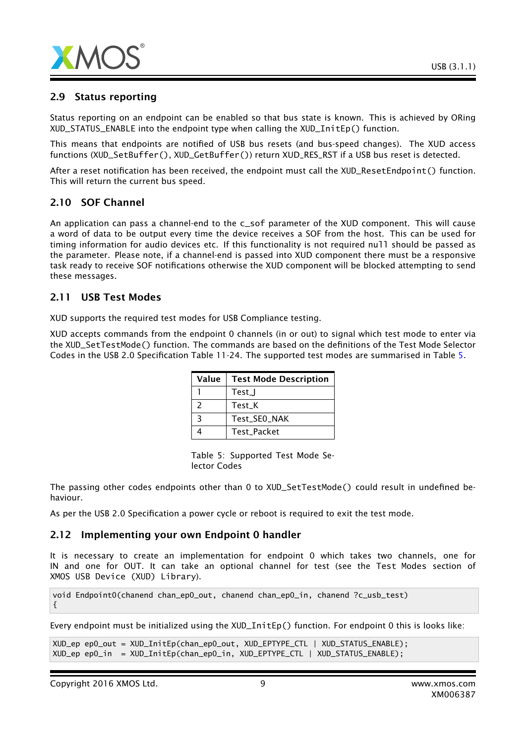## 2.9 Status reporting

Status reporting on an endpoint can be enabled so that bus state is known. This is achieved by ORing XUD_STATUS_ENABLE into the endpoint type when calling the XUD_InitEp() function.

This means that endpoints are notified of USB bus resets (and bus-speed changes). The XUD access functions (XUD_SetBuffer(), XUD_GetBuffer()) return XUD_RES_RST if a USB bus reset is detected.

After a reset notification has been received, the endpoint must call the XUD_ResetEndpoint() function. This will return the current bus speed.

## 2.10 SOF Channel

An application can pass a channel-end to the c_sof parameter of the XUD component. This will cause a word of data to be output every time the device receives a SOF from the host. This can be used for timing information for audio devices etc. If this functionality is not required null should be passed as the parameter. Please note, if a channel-end is passed into XUD component there must be a responsive task ready to receive SOF notifications otherwise the XUD component will be blocked attempting to send these messages.

## 2.11 USB Test Modes

XUD supports the required test modes for USB Compliance testing.

XUD accepts commands from the endpoint 0 channels (in or out) to signal which test mode to enter via the XUD_SetTestMode() function. The commands are based on the definitions of the Test Mode Selector Codes in the USB 2.0 Specification Table 11-24. The supported test modes are summarised in Table 5.

| Value | Test Mode Description |
|---|---|
| 1 | Test_J |
| 2 | Test_K |
| 3 | Test_SE0_NAK |
| 4 | Test_Packet |

Table 5: Supported Test Mode Selector Codes

The passing other codes endpoints other than 0 to XUD_SetTestMode() could result in undefined behaviour.

As per the USB 2.0 Specification a power cycle or reboot is required to exit the test mode.

## 2.12 Implementing your own Endpoint 0 handler

It is necessary to create an implementation for endpoint 0 which takes two channels, one for IN and one for OUT. It can take an optional channel for test (see the Test Modes section of XMOS USB Device (XUD) Library).

```
void Endpoint0(chanend chan_ep0_out, chanend chan_ep0_in, chanend ?c_usb_test)
{
```

Every endpoint must be initialized using the XUD_InitEp() function. For endpoint 0 this is looks like:

```
XUD_ep ep0_out = XUD_InitEp(chan_ep0_out, XUD_EPTYPE_CTL | XUD_STATUS_ENABLE);
XUD_ep ep0_in  = XUD_InitEp(chan_ep0_in, XUD_EPTYPE_CTL | XUD_STATUS_ENABLE);
```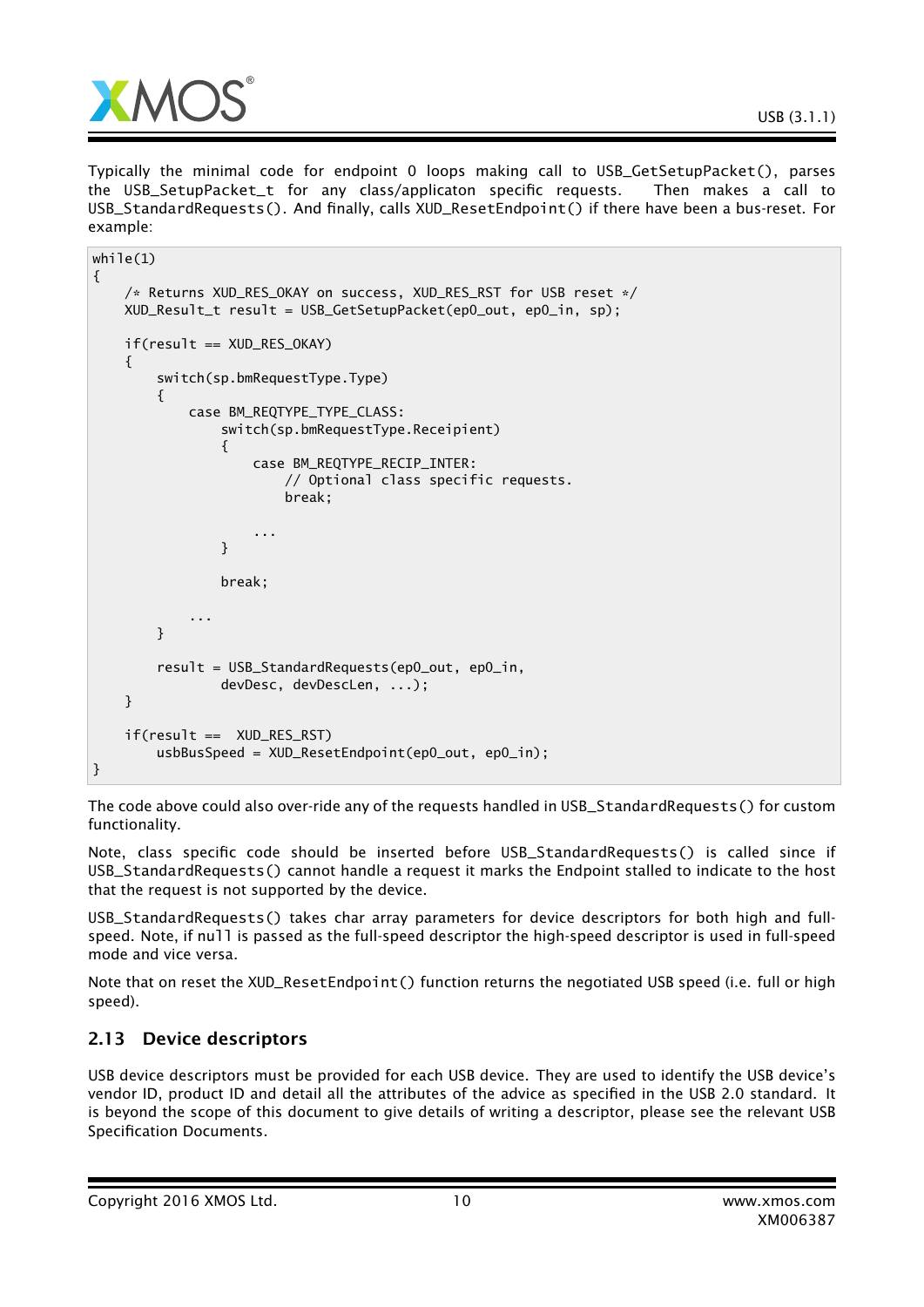Typically the minimal code for endpoint 0 loops making call to USB_GetSetupPacket(), parses the USB_SetupPacket_t for any class/applicaton specific requests. Then makes a call to USB_StandardRequests(). And finally, calls XUD_ResetEndpoint() if there have been a bus-reset. For example:

```
while(1)
{
    /* Returns XUD_RES_OKAY on success, XUD_RES_RST for USB reset */
    XUD_Result_t result = USB_GetSetupPacket(ep0_out, ep0_in, sp);

    if(result == XUD_RES_OKAY)
    {
        switch(sp.bmRequestType.Type)
        {
            case BM_REQTYPE_TYPE_CLASS:
                switch(sp.bmRequestType.Receipient)
                {
                    case BM_REQTYPE_RECIP_INTER:
                        // Optional class specific requests.
                        break;

                    ...
                }

                break;

            ...
        }

        result = USB_StandardRequests(ep0_out, ep0_in,
                devDesc, devDescLen, ...);
    }

    if(result ==  XUD_RES_RST)
        usbBusSpeed = XUD_ResetEndpoint(ep0_out, ep0_in);
}
```

The code above could also over-ride any of the requests handled in USB_StandardRequests() for custom functionality.

Note, class specific code should be inserted before USB_StandardRequests() is called since if USB_StandardRequests() cannot handle a request it marks the Endpoint stalled to indicate to the host that the request is not supported by the device.

USB_StandardRequests() takes char array parameters for device descriptors for both high and full-speed. Note, if null is passed as the full-speed descriptor the high-speed descriptor is used in full-speed mode and vice versa.

Note that on reset the XUD_ResetEndpoint() function returns the negotiated USB speed (i.e. full or high speed).

## 2.13 Device descriptors

USB device descriptors must be provided for each USB device. They are used to identify the USB device's vendor ID, product ID and detail all the attributes of the advice as specified in the USB 2.0 standard. It is beyond the scope of this document to give details of writing a descriptor, please see the relevant USB Specification Documents.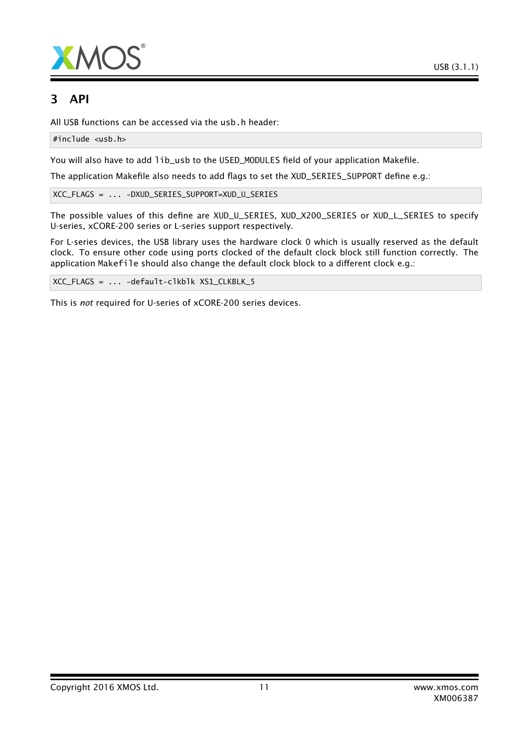# 3 API

All USB functions can be accessed via the `usb.h` header:

```
#include <usb.h>
```

You will also have to add `lib_usb` to the USED_MODULES field of your application Makefile.

The application Makefile also needs to add flags to set the XUD_SERIES_SUPPORT define e.g.:

```
XCC_FLAGS = ... -DXUD_SERIES_SUPPORT=XUD_U_SERIES
```

The possible values of this define are XUD_U_SERIES, XUD_X200_SERIES or XUD_L_SERIES to specify U-series, xCORE-200 series or L-series support respectively.

For L-series devices, the USB library uses the hardware clock 0 which is usually reserved as the default clock. To ensure other code using ports clocked of the default clock block still function correctly. The application `Makefile` should also change the default clock block to a different clock e.g.:

```
XCC_FLAGS = ... -default-clkblk XS1_CLKBLK_5
```

This is *not* required for U-series of xCORE-200 series devices.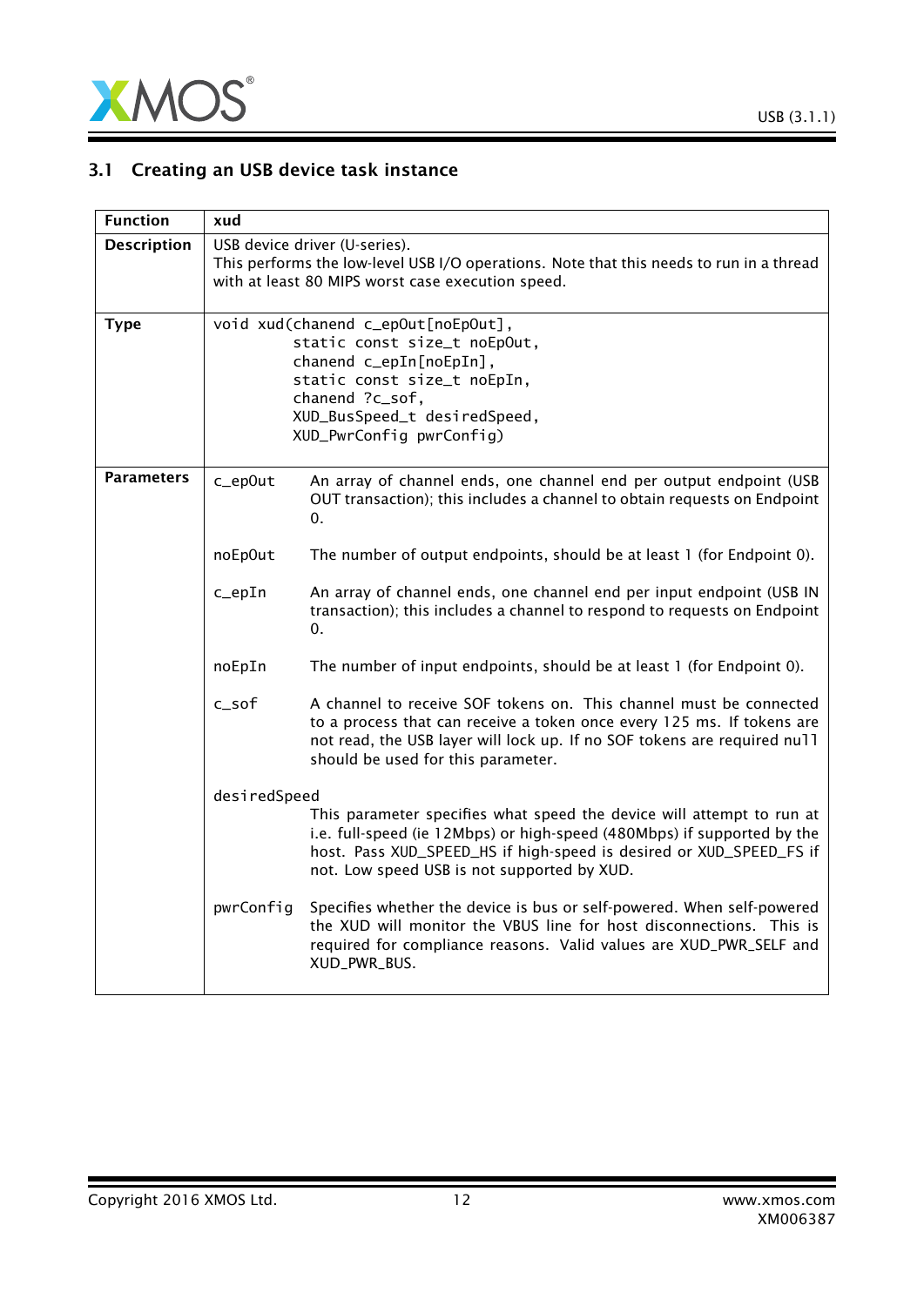## 3.1 Creating an USB device task instance

| Function | xud |
|---|---|
| **Description** | USB device driver (U-series).<br>This performs the low-level USB I/O operations. Note that this needs to run in a thread with at least 80 MIPS worst case execution speed. |
| **Type** | `void xud(chanend c_epOut[noEpOut],`<br>`static const size_t noEpOut,`<br>`chanend c_epIn[noEpIn],`<br>`static const size_t noEpIn,`<br>`chanend ?c_sof,`<br>`XUD_BusSpeed_t desiredSpeed,`<br>`XUD_PwrConfig pwrConfig)` |
| **Parameters** | `c_epOut` An array of channel ends, one channel end per output endpoint (USB OUT transaction); this includes a channel to obtain requests on Endpoint 0.<br><br>`noEpOut` The number of output endpoints, should be at least 1 (for Endpoint 0).<br><br>`c_epIn` An array of channel ends, one channel end per input endpoint (USB IN transaction); this includes a channel to respond to requests on Endpoint 0.<br><br>`noEpIn` The number of input endpoints, should be at least 1 (for Endpoint 0).<br><br>`c_sof` A channel to receive SOF tokens on. This channel must be connected to a process that can receive a token once every 125 ms. If tokens are not read, the USB layer will lock up. If no SOF tokens are required `null` should be used for this parameter.<br><br>`desiredSpeed` This parameter specifies what speed the device will attempt to run at i.e. full-speed (ie 12Mbps) or high-speed (480Mbps) if supported by the host. Pass XUD_SPEED_HS if high-speed is desired or XUD_SPEED_FS if not. Low speed USB is not supported by XUD.<br><br>`pwrConfig` Specifies whether the device is bus or self-powered. When self-powered the XUD will monitor the VBUS line for host disconnections. This is required for compliance reasons. Valid values are XUD_PWR_SELF and XUD_PWR_BUS. |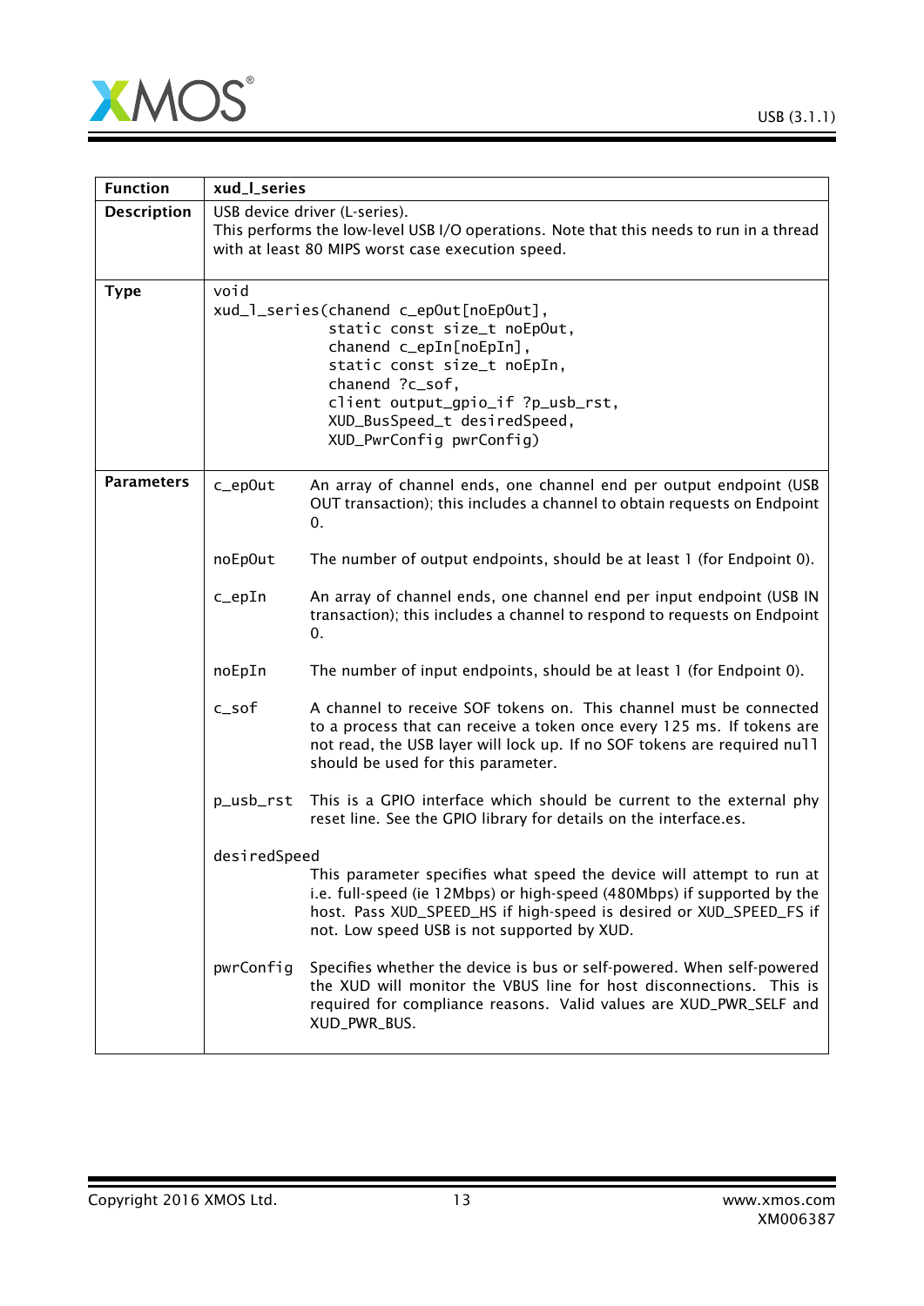| Function | xud_l_series |
|---|---|
| Description | USB device driver (L-series).<br>This performs the low-level USB I/O operations. Note that this needs to run in a thread with at least 80 MIPS worst case execution speed. |
| Type | `void`<br>`xud_l_series(chanend c_epOut[noEpOut],`<br>`static const size_t noEpOut,`<br>`chanend c_epIn[noEpIn],`<br>`static const size_t noEpIn,`<br>`chanend ?c_sof,`<br>`client output_gpio_if ?p_usb_rst,`<br>`XUD_BusSpeed_t desiredSpeed,`<br>`XUD_PwrConfig pwrConfig)` |
| Parameters | `c_epOut` An array of channel ends, one channel end per output endpoint (USB OUT transaction); this includes a channel to obtain requests on Endpoint 0.<br><br>`noEpOut` The number of output endpoints, should be at least 1 (for Endpoint 0).<br><br>`c_epIn` An array of channel ends, one channel end per input endpoint (USB IN transaction); this includes a channel to respond to requests on Endpoint 0.<br><br>`noEpIn` The number of input endpoints, should be at least 1 (for Endpoint 0).<br><br>`c_sof` A channel to receive SOF tokens on. This channel must be connected to a process that can receive a token once every 125 ms. If tokens are not read, the USB layer will lock up. If no SOF tokens are required `null` should be used for this parameter.<br><br>`p_usb_rst` This is a GPIO interface which should be current to the external phy reset line. See the GPIO library for details on the interface.es.<br><br>`desiredSpeed` This parameter specifies what speed the device will attempt to run at i.e. full-speed (ie 12Mbps) or high-speed (480Mbps) if supported by the host. Pass XUD_SPEED_HS if high-speed is desired or XUD_SPEED_FS if not. Low speed USB is not supported by XUD.<br><br>`pwrConfig` Specifies whether the device is bus or self-powered. When self-powered the XUD will monitor the VBUS line for host disconnections. This is required for compliance reasons. Valid values are XUD_PWR_SELF and XUD_PWR_BUS. |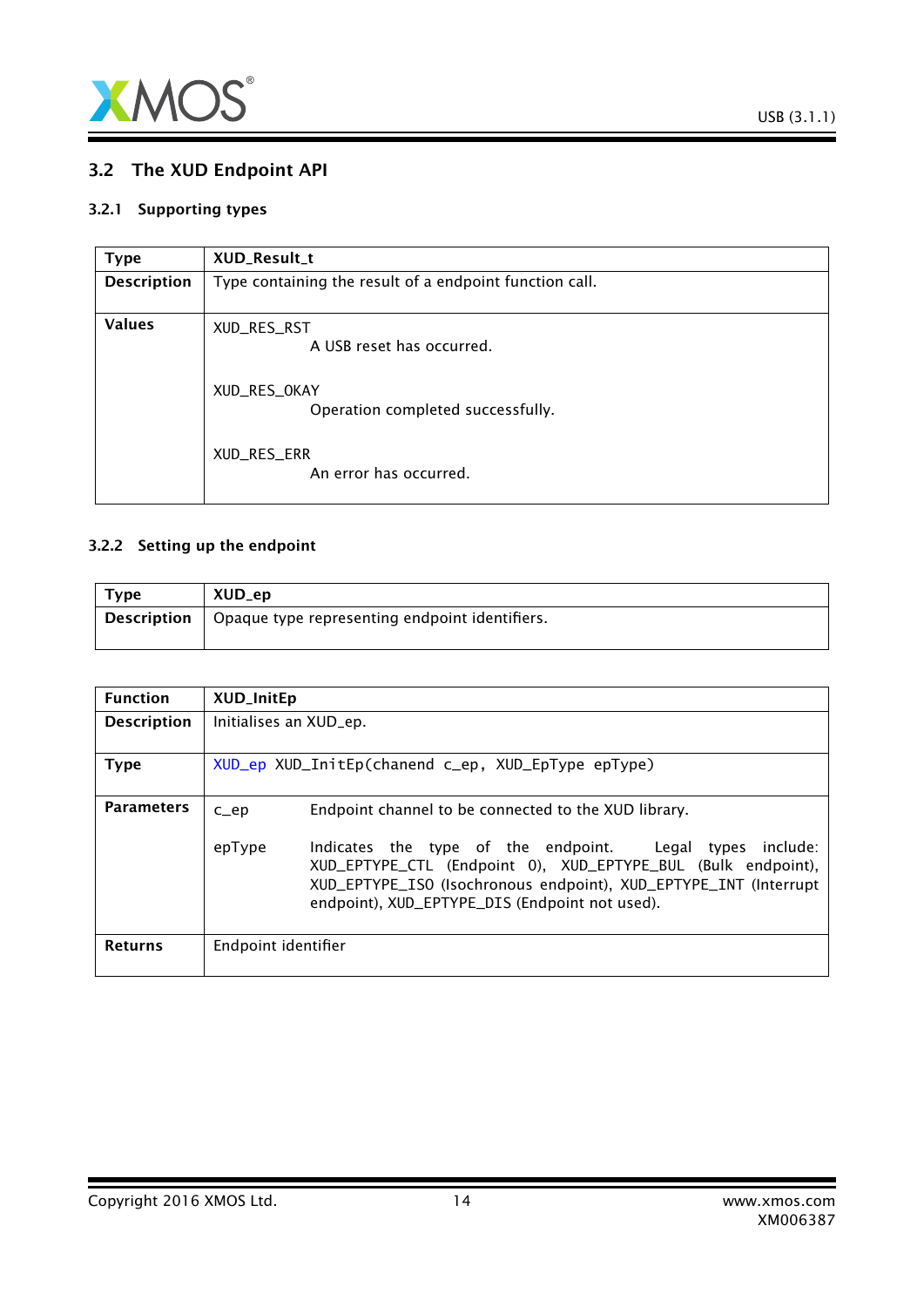## 3.2 The XUD Endpoint API

### 3.2.1 Supporting types

| Type | XUD_Result_t |
|---|---|
| Description | Type containing the result of a endpoint function call. |
| Values | XUD_RES_RST<br>A USB reset has occurred.<br><br>XUD_RES_OKAY<br>Operation completed successfully.<br><br>XUD_RES_ERR<br>An error has occurred. |

### 3.2.2 Setting up the endpoint

| Type | XUD_ep |
|---|---|
| Description | Opaque type representing endpoint identifiers. |

| Function | XUD_InitEp |
|---|---|
| Description | Initialises an XUD_ep. |
| Type | `XUD_ep XUD_InitEp(chanend c_ep, XUD_EpType epType)` |
| Parameters | c_ep: Endpoint channel to be connected to the XUD library.<br><br>epType: Indicates the type of the endpoint. Legal types include: XUD_EPTYPE_CTL (Endpoint 0), XUD_EPTYPE_BUL (Bulk endpoint), XUD_EPTYPE_ISO (Isochronous endpoint), XUD_EPTYPE_INT (Interrupt endpoint), XUD_EPTYPE_DIS (Endpoint not used). |
| Returns | Endpoint identifier |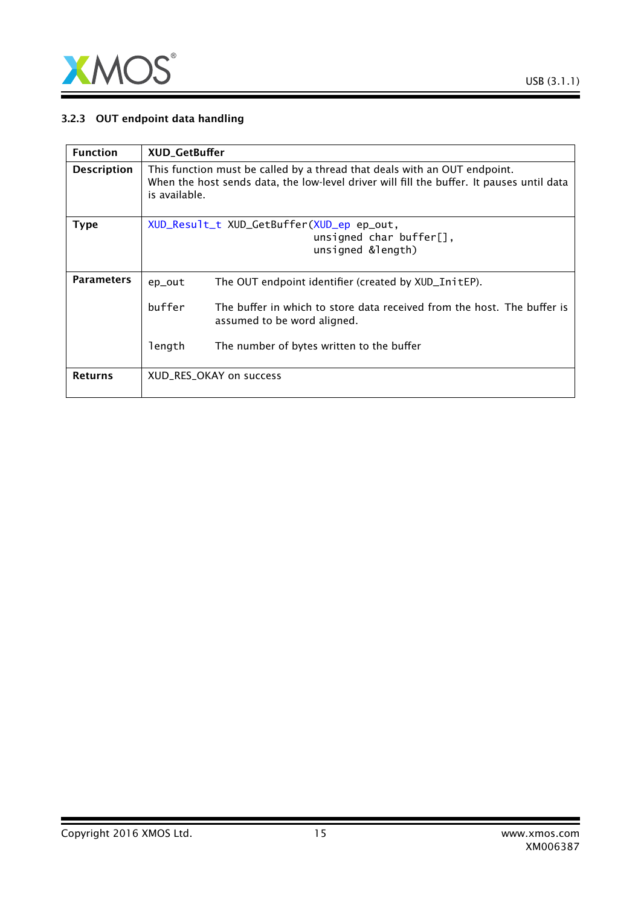### 3.2.3 OUT endpoint data handling

| Function | XUD_GetBuffer |
|---|---|
| **Description** | This function must be called by a thread that deals with an OUT endpoint. When the host sends data, the low-level driver will fill the buffer. It pauses until data is available. |
| **Type** | `XUD_Result_t XUD_GetBuffer(XUD_ep ep_out, unsigned char buffer[], unsigned &length)` |
| **Parameters** | `ep_out` The OUT endpoint identifier (created by `XUD_InitEP`).<br><br>`buffer` The buffer in which to store data received from the host. The buffer is assumed to be word aligned.<br><br>`length` The number of bytes written to the buffer |
| **Returns** | XUD_RES_OKAY on success |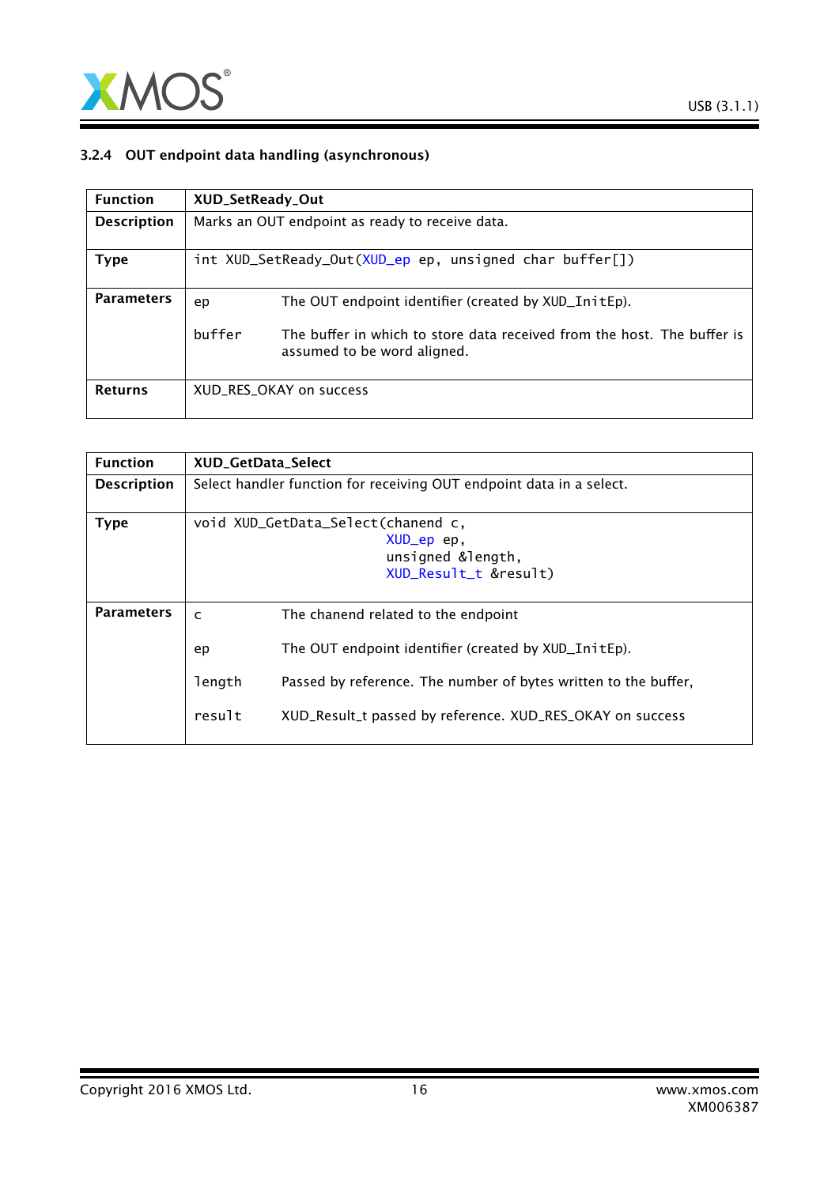### 3.2.4 OUT endpoint data handling (asynchronous)

| Function | XUD_SetReady_Out |
|---|---|
| Description | Marks an OUT endpoint as ready to receive data. |
| Type | `int XUD_SetReady_Out(XUD_ep ep, unsigned char buffer[])` |
| Parameters | `ep` The OUT endpoint identifier (created by `XUD_InitEp`).<br>`buffer` The buffer in which to store data received from the host. The buffer is assumed to be word aligned. |
| Returns | XUD_RES_OKAY on success |

| Function | XUD_GetData_Select |
|---|---|
| Description | Select handler function for receiving OUT endpoint data in a select. |
| Type | `void XUD_GetData_Select(chanend c, XUD_ep ep, unsigned &length, XUD_Result_t &result)` |
| Parameters | `c` The chanend related to the endpoint<br>`ep` The OUT endpoint identifier (created by `XUD_InitEp`).<br>`length` Passed by reference. The number of bytes written to the buffer,<br>`result` XUD_Result_t passed by reference. XUD_RES_OKAY on success |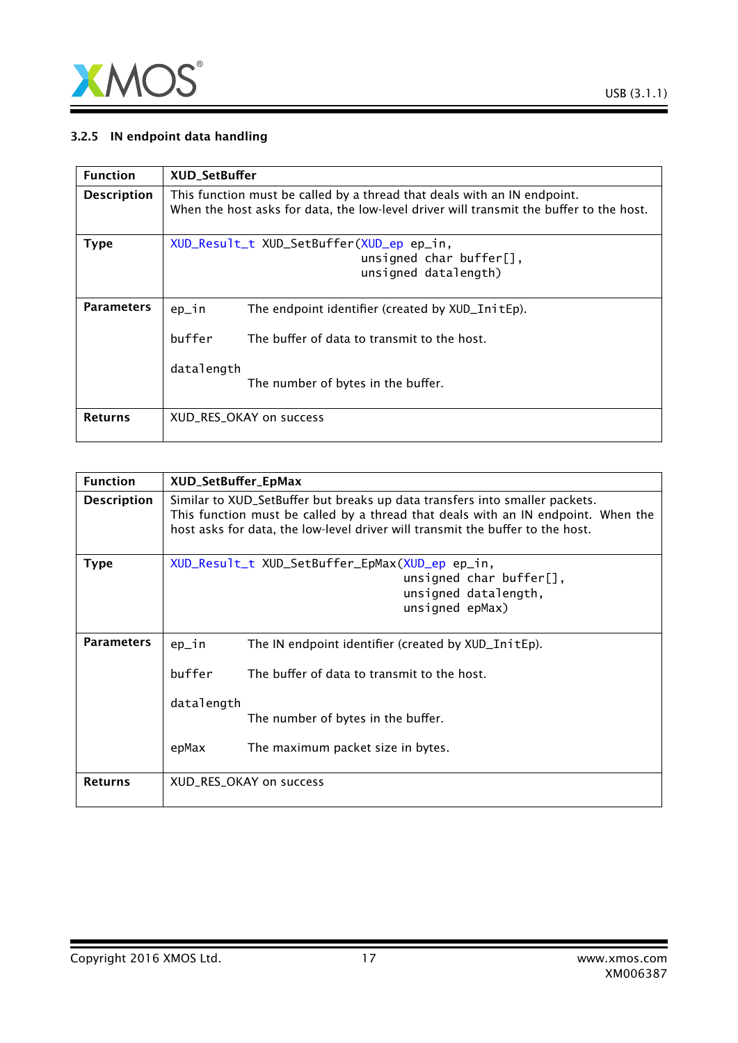### 3.2.5 IN endpoint data handling

| Function | XUD_SetBuffer |
|---|---|
| **Description** | This function must be called by a thread that deals with an IN endpoint.<br>When the host asks for data, the low-level driver will transmit the buffer to the host. |
| **Type** | `XUD_Result_t XUD_SetBuffer(XUD_ep ep_in, unsigned char buffer[], unsigned datalength)` |
| **Parameters** | `ep_in` The endpoint identifier (created by `XUD_InitEp`).<br>`buffer` The buffer of data to transmit to the host.<br>`datalength` The number of bytes in the buffer. |
| **Returns** | XUD_RES_OKAY on success |

| Function | XUD_SetBuffer_EpMax |
|---|---|
| **Description** | Similar to XUD_SetBuffer but breaks up data transfers into smaller packets.<br>This function must be called by a thread that deals with an IN endpoint. When the host asks for data, the low-level driver will transmit the buffer to the host. |
| **Type** | `XUD_Result_t XUD_SetBuffer_EpMax(XUD_ep ep_in, unsigned char buffer[], unsigned datalength, unsigned epMax)` |
| **Parameters** | `ep_in` The IN endpoint identifier (created by `XUD_InitEp`).<br>`buffer` The buffer of data to transmit to the host.<br>`datalength` The number of bytes in the buffer.<br>`epMax` The maximum packet size in bytes. |
| **Returns** | XUD_RES_OKAY on success |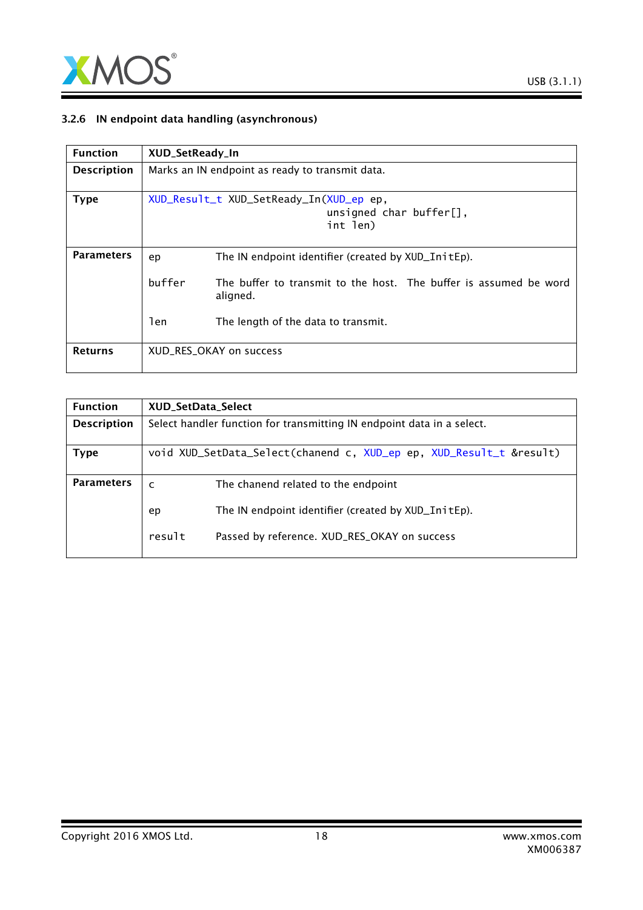### 3.2.6 IN endpoint data handling (asynchronous)

| Function | XUD_SetReady_In |
|---|---|
| Description | Marks an IN endpoint as ready to transmit data. |
| Type | `XUD_Result_t XUD_SetReady_In(XUD_ep ep, unsigned char buffer[], int len)` |
| Parameters | `ep` The IN endpoint identifier (created by `XUD_InitEp`).<br>`buffer` The buffer to transmit to the host. The buffer is assumed be word aligned.<br>`len` The length of the data to transmit. |
| Returns | XUD_RES_OKAY on success |

| Function | XUD_SetData_Select |
|---|---|
| Description | Select handler function for transmitting IN endpoint data in a select. |
| Type | `void XUD_SetData_Select(chanend c, XUD_ep ep, XUD_Result_t &result)` |
| Parameters | `c` The chanend related to the endpoint<br>`ep` The IN endpoint identifier (created by `XUD_InitEp`).<br>`result` Passed by reference. XUD_RES_OKAY on success |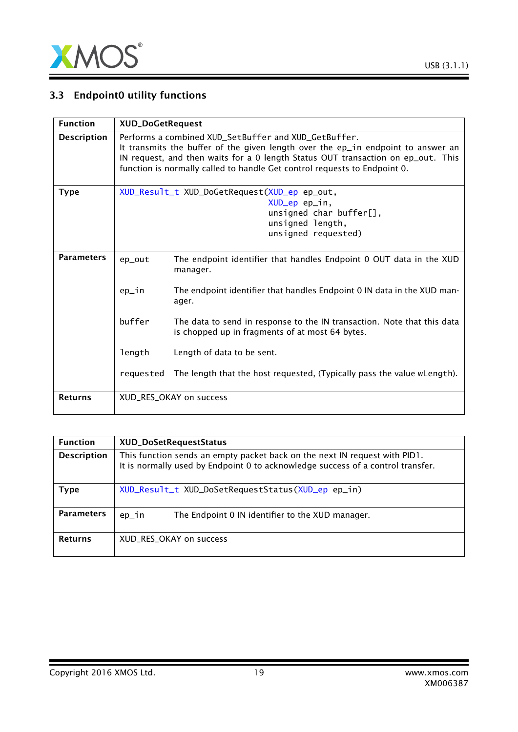## 3.3 Endpoint0 utility functions

| Function | XUD_DoGetRequest |
|---|---|
| Description | Performs a combined XUD_SetBuffer and XUD_GetBuffer. It transmits the buffer of the given length over the ep_in endpoint to answer an IN request, and then waits for a 0 length Status OUT transaction on ep_out. This function is normally called to handle Get control requests to Endpoint 0. |
| Type | `XUD_Result_t XUD_DoGetRequest(XUD_ep ep_out, XUD_ep ep_in, unsigned char buffer[], unsigned length, unsigned requested)` |
| Parameters | `ep_out` The endpoint identifier that handles Endpoint 0 OUT data in the XUD manager.<br>`ep_in` The endpoint identifier that handles Endpoint 0 IN data in the XUD manager.<br>`buffer` The data to send in response to the IN transaction. Note that this data is chopped up in fragments of at most 64 bytes.<br>`length` Length of data to be sent.<br>`requested` The length that the host requested, (Typically pass the value wLength). |
| Returns | XUD_RES_OKAY on success |

| Function | XUD_DoSetRequestStatus |
|---|---|
| Description | This function sends an empty packet back on the next IN request with PID1. It is normally used by Endpoint 0 to acknowledge success of a control transfer. |
| Type | `XUD_Result_t XUD_DoSetRequestStatus(XUD_ep ep_in)` |
| Parameters | `ep_in` The Endpoint 0 IN identifier to the XUD manager. |
| Returns | XUD_RES_OKAY on success |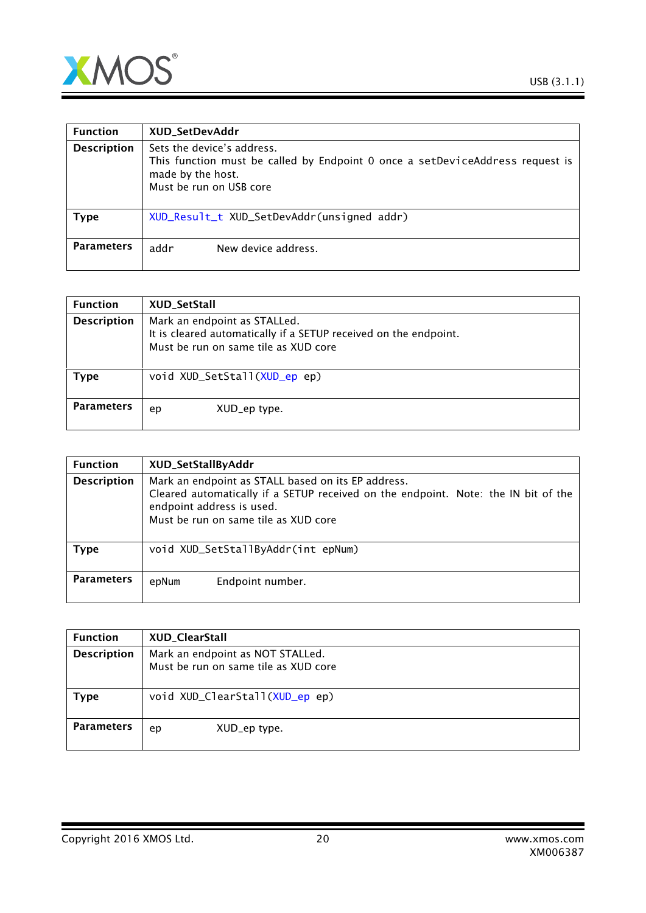| Function | XUD_SetDevAddr |
|---|---|
| Description | Sets the device's address.<br>This function must be called by Endpoint 0 once a setDeviceAddress request is made by the host.<br>Must be run on USB core |
| Type | `XUD_Result_t XUD_SetDevAddr(unsigned addr)` |
| Parameters | `addr` New device address. |

| Function | XUD_SetStall |
|---|---|
| Description | Mark an endpoint as STALLed.<br>It is cleared automatically if a SETUP received on the endpoint.<br>Must be run on same tile as XUD core |
| Type | `void XUD_SetStall(XUD_ep ep)` |
| Parameters | `ep` XUD_ep type. |

| Function | XUD_SetStallByAddr |
|---|---|
| Description | Mark an endpoint as STALL based on its EP address.<br>Cleared automatically if a SETUP received on the endpoint. Note: the IN bit of the endpoint address is used.<br>Must be run on same tile as XUD core |
| Type | `void XUD_SetStallByAddr(int epNum)` |
| Parameters | `epNum` Endpoint number. |

| Function | XUD_ClearStall |
|---|---|
| Description | Mark an endpoint as NOT STALLed.<br>Must be run on same tile as XUD core |
| Type | `void XUD_ClearStall(XUD_ep ep)` |
| Parameters | `ep` XUD_ep type. |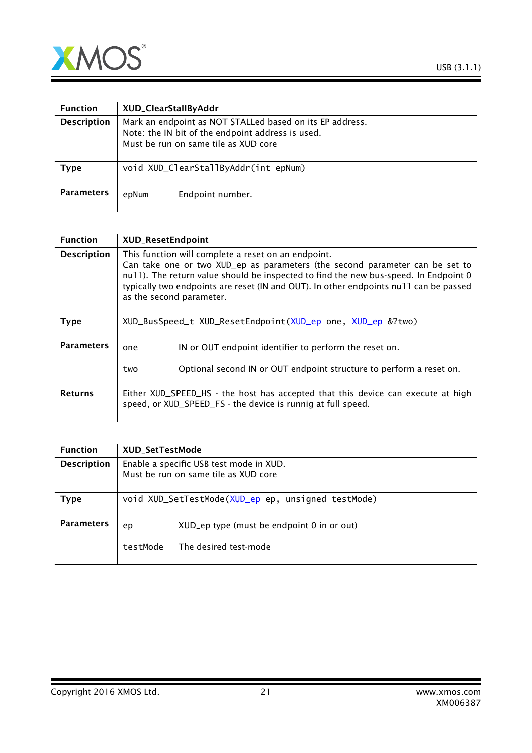| Function | XUD_ClearStallByAddr | |
|---|---|---|
| Description | Mark an endpoint as NOT STALLed based on its EP address.<br>Note: the IN bit of the endpoint address is used.<br>Must be run on same tile as XUD core | |
| Type | `void XUD_ClearStallByAddr(int epNum)` | |
| Parameters | `epNum` | Endpoint number. |

| Function | XUD_ResetEndpoint | |
|---|---|---|
| Description | This function will complete a reset on an endpoint.<br>Can take one or two XUD_ep as parameters (the second parameter can be set to `null`). The return value should be inspected to find the new bus-speed. In Endpoint 0 typically two endpoints are reset (IN and OUT). In other endpoints `null` can be passed as the second parameter. | |
| Type | `XUD_BusSpeed_t XUD_ResetEndpoint(XUD_ep one, XUD_ep &?two)` | |
| Parameters | `one` | IN or OUT endpoint identifier to perform the reset on. |
| | `two` | Optional second IN or OUT endpoint structure to perform a reset on. |
| Returns | Either XUD_SPEED_HS - the host has accepted that this device can execute at high speed, or XUD_SPEED_FS - the device is runnig at full speed. | |

| Function | XUD_SetTestMode | |
|---|---|---|
| Description | Enable a specific USB test mode in XUD.<br>Must be run on same tile as XUD core | |
| Type | `void XUD_SetTestMode(XUD_ep ep, unsigned testMode)` | |
| Parameters | `ep` | XUD_ep type (must be endpoint 0 in or out) |
| | `testMode` | The desired test-mode |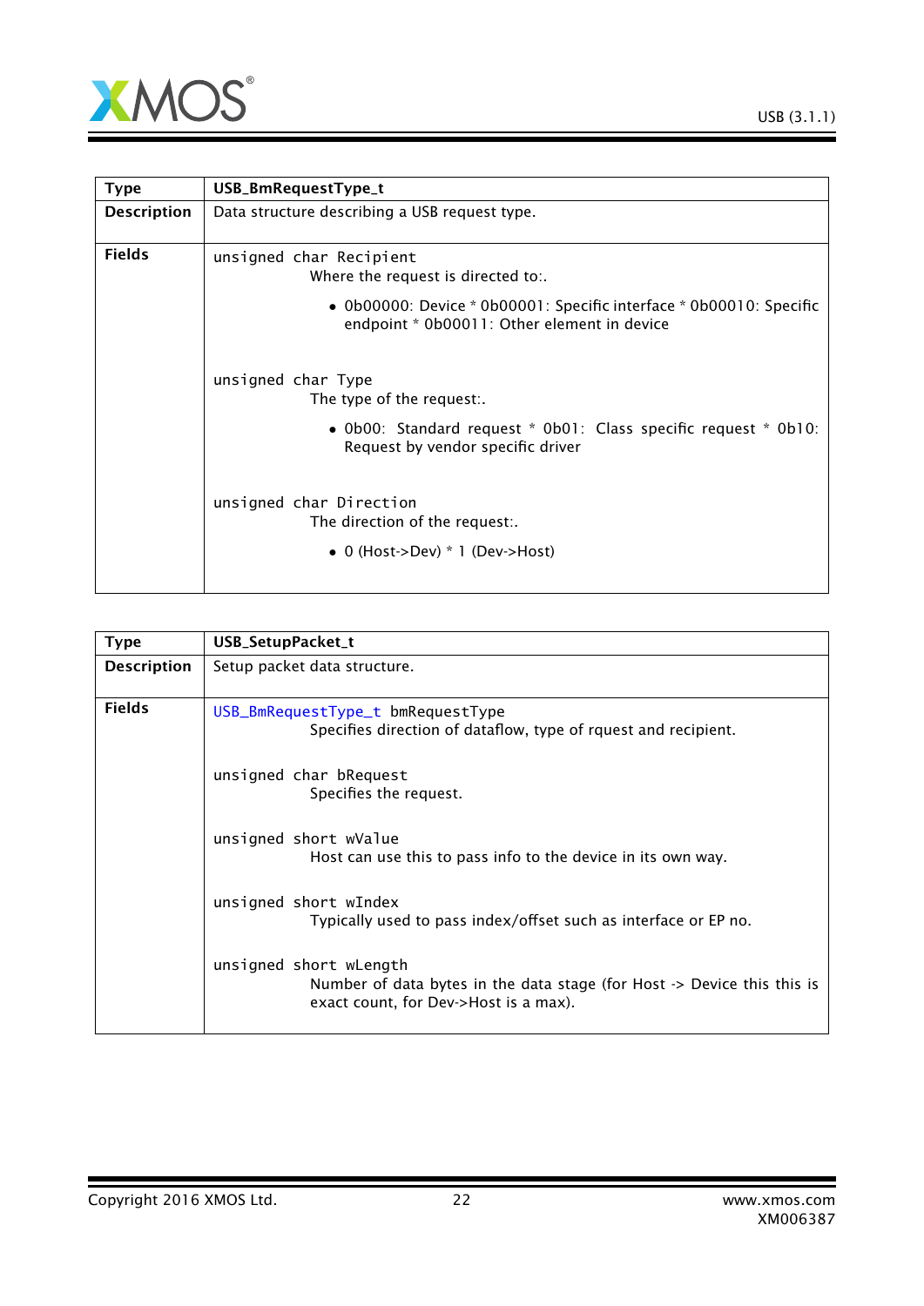| Type | USB_BmRequestType_t |
|---|---|
| Description | Data structure describing a USB request type. |
| Fields | `unsigned char Recipient`<br>Where the request is directed to:.<br>• 0b00000: Device * 0b00001: Specific interface * 0b00010: Specific endpoint * 0b00011: Other element in device<br><br>`unsigned char Type`<br>The type of the request:.<br>• 0b00: Standard request * 0b01: Class specific request * 0b10: Request by vendor specific driver<br><br>`unsigned char Direction`<br>The direction of the request:.<br>• 0 (Host->Dev) * 1 (Dev->Host) |

| Type | USB_SetupPacket_t |
|---|---|
| Description | Setup packet data structure. |
| Fields | `USB_BmRequestType_t bmRequestType`<br>Specifies direction of dataflow, type of rquest and recipient.<br><br>`unsigned char bRequest`<br>Specifies the request.<br><br>`unsigned short wValue`<br>Host can use this to pass info to the device in its own way.<br><br>`unsigned short wIndex`<br>Typically used to pass index/offset such as interface or EP no.<br><br>`unsigned short wLength`<br>Number of data bytes in the data stage (for Host -> Device this this is exact count, for Dev->Host is a max). |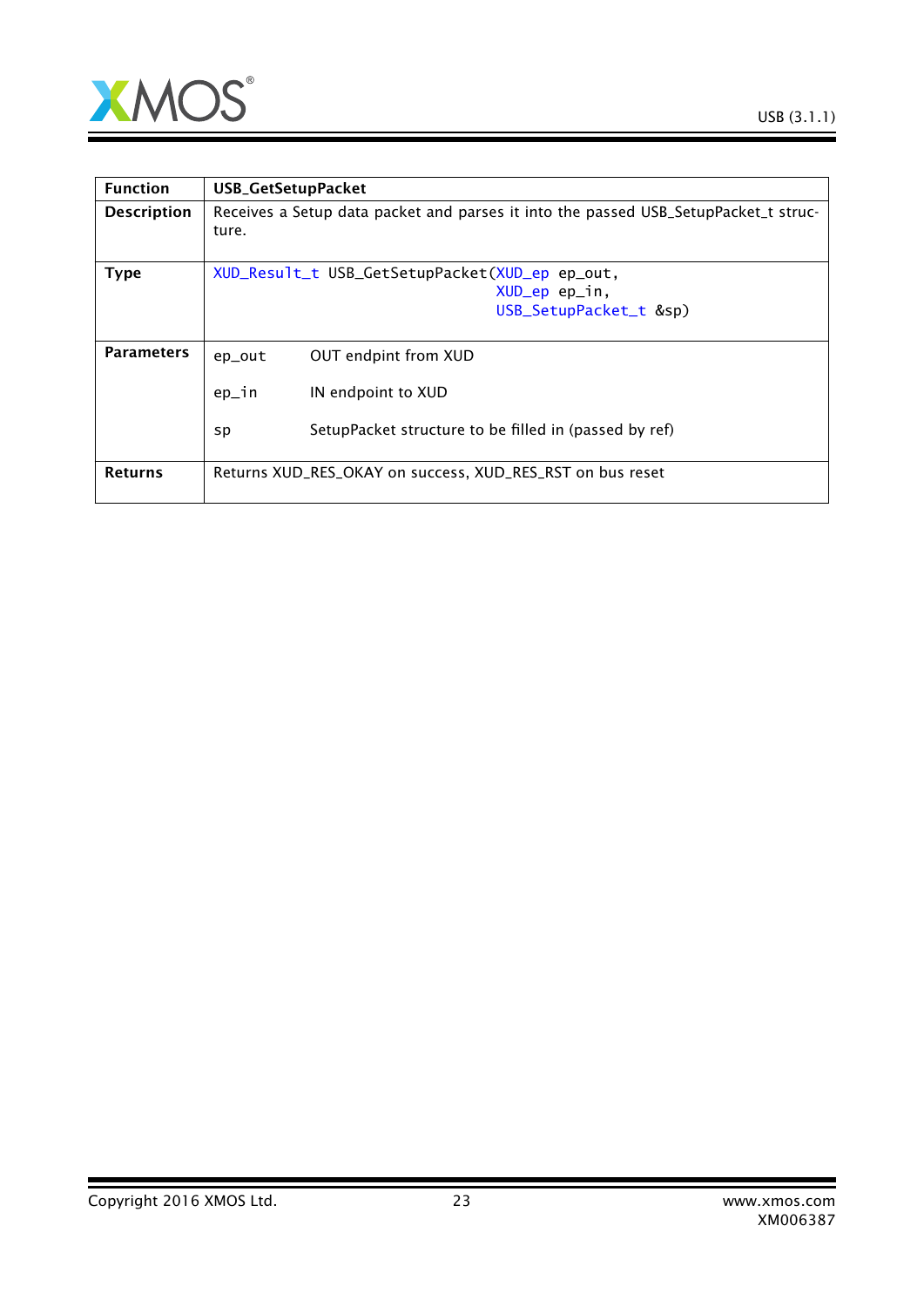| Function | USB_GetSetupPacket |
|---|---|
| Description | Receives a Setup data packet and parses it into the passed USB_SetupPacket_t structure. |
| Type | `XUD_Result_t USB_GetSetupPacket(XUD_ep ep_out, XUD_ep ep_in, USB_SetupPacket_t &sp)` |
| Parameters | `ep_out` OUT endpint from XUD<br><br>`ep_in` IN endpoint to XUD<br><br>`sp` SetupPacket structure to be filled in (passed by ref) |
| Returns | Returns XUD_RES_OKAY on success, XUD_RES_RST on bus reset |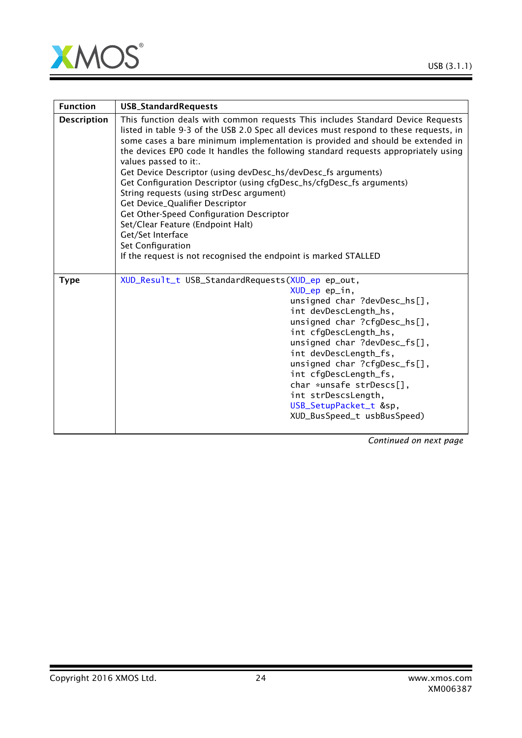| Function | USB_StandardRequests |
|---|---|
| Description | This function deals with common requests This includes Standard Device Requests listed in table 9-3 of the USB 2.0 Spec all devices must respond to these requests, in some cases a bare minimum implementation is provided and should be extended in the devices EP0 code It handles the following standard requests appropriately using values passed to it:.<br>Get Device Descriptor (using devDesc_hs/devDesc_fs arguments)<br>Get Configuration Descriptor (using cfgDesc_hs/cfgDesc_fs arguments)<br>String requests (using strDesc argument)<br>Get Device_Qualifier Descriptor<br>Get Other-Speed Configuration Descriptor<br>Set/Clear Feature (Endpoint Halt)<br>Get/Set Interface<br>Set Configuration<br>If the request is not recognised the endpoint is marked STALLED |
| Type | `XUD_Result_t USB_StandardRequests(XUD_ep ep_out, XUD_ep ep_in, unsigned char ?devDesc_hs[], int devDescLength_hs, unsigned char ?cfgDesc_hs[], int cfgDescLength_hs, unsigned char ?devDesc_fs[], int devDescLength_fs, unsigned char ?cfgDesc_fs[], int cfgDescLength_fs, char *unsafe strDescs[], int strDescsLength, USB_SetupPacket_t &sp, XUD_BusSpeed_t usbBusSpeed)` |

*Continued on next page*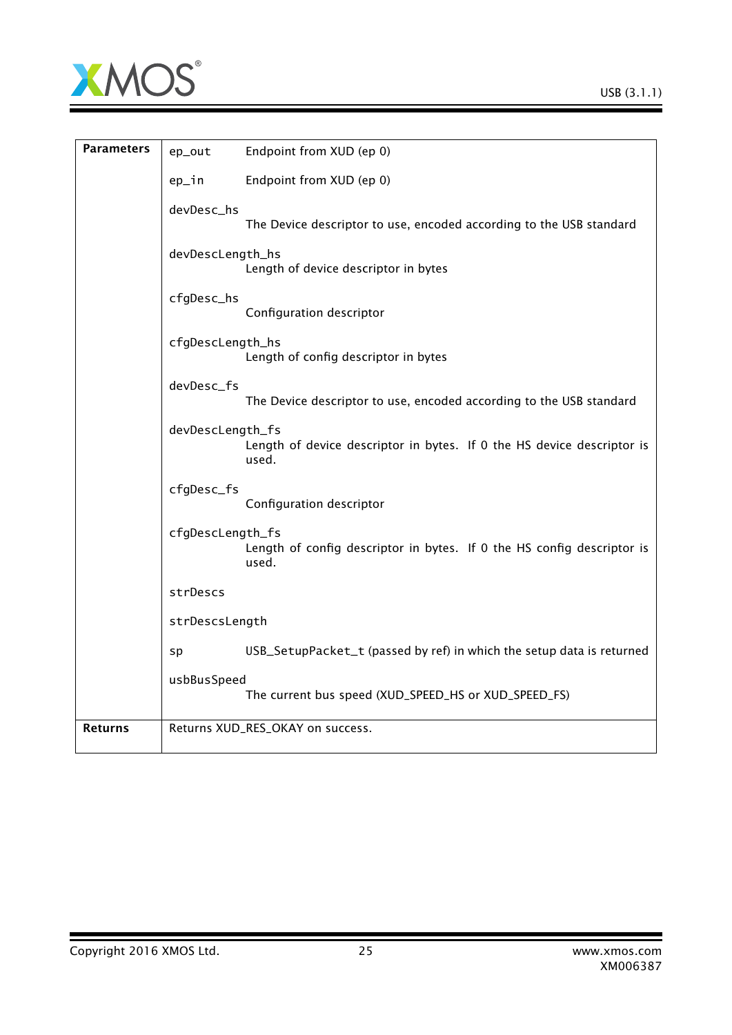| | | |
|---|---|---|
| **Parameters** | `ep_out` | Endpoint from XUD (ep 0) |
| | `ep_in` | Endpoint from XUD (ep 0) |
| | `devDesc_hs` | The Device descriptor to use, encoded according to the USB standard |
| | `devDescLength_hs` | Length of device descriptor in bytes |
| | `cfgDesc_hs` | Configuration descriptor |
| | `cfgDescLength_hs` | Length of config descriptor in bytes |
| | `devDesc_fs` | The Device descriptor to use, encoded according to the USB standard |
| | `devDescLength_fs` | Length of device descriptor in bytes. If 0 the HS device descriptor is used. |
| | `cfgDesc_fs` | Configuration descriptor |
| | `cfgDescLength_fs` | Length of config descriptor in bytes. If 0 the HS config descriptor is used. |
| | `strDescs` | |
| | `strDescsLength` | |
| | `sp` | USB_SetupPacket_t (passed by ref) in which the setup data is returned |
| | `usbBusSpeed` | The current bus speed (XUD_SPEED_HS or XUD_SPEED_FS) |
| **Returns** | Returns XUD_RES_OKAY on success. | |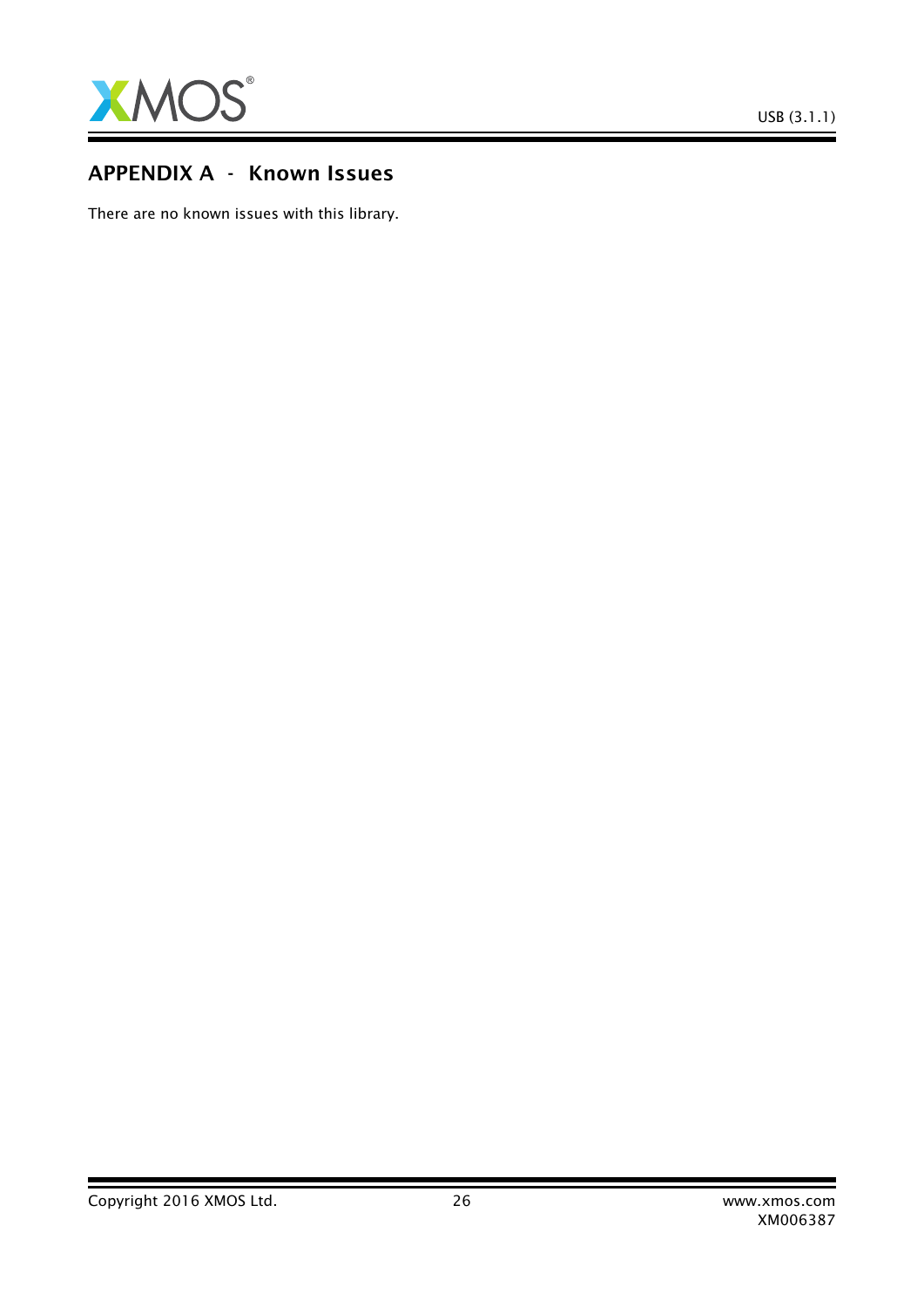# APPENDIX A - Known Issues

There are no known issues with this library.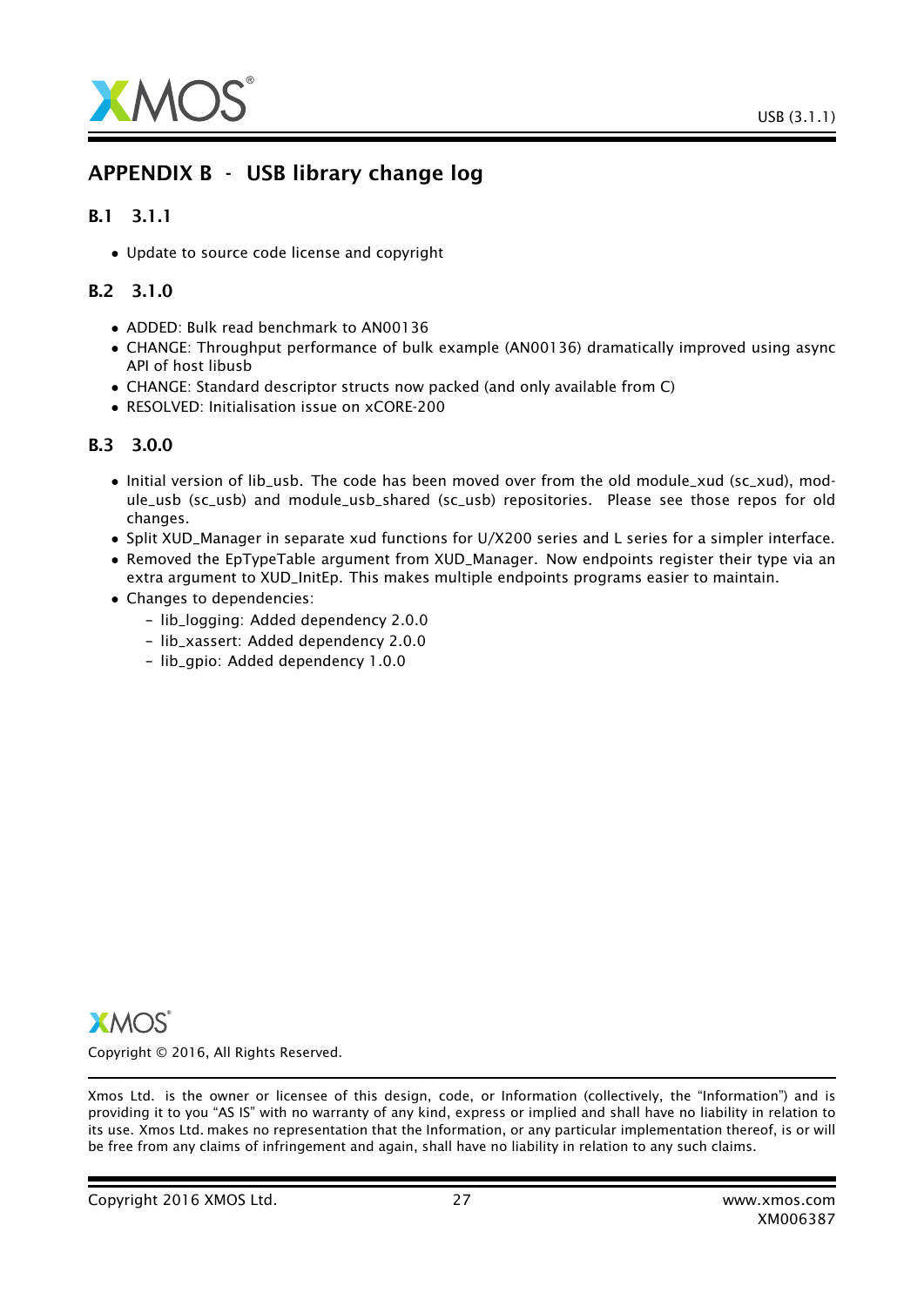# APPENDIX B - USB library change log

## B.1 3.1.1

- Update to source code license and copyright

## B.2 3.1.0

- ADDED: Bulk read benchmark to AN00136
- CHANGE: Throughput performance of bulk example (AN00136) dramatically improved using async API of host libusb
- CHANGE: Standard descriptor structs now packed (and only available from C)
- RESOLVED: Initialisation issue on xCORE-200

## B.3 3.0.0

- Initial version of lib_usb. The code has been moved over from the old module_xud (sc_xud), module_usb (sc_usb) and module_usb_shared (sc_usb) repositories. Please see those repos for old changes.
- Split XUD_Manager in separate xud functions for U/X200 series and L series for a simpler interface.
- Removed the EpTypeTable argument from XUD_Manager. Now endpoints register their type via an extra argument to XUD_InitEp. This makes multiple endpoints programs easier to maintain.
- Changes to dependencies:
  - lib_logging: Added dependency 2.0.0
  - lib_xassert: Added dependency 2.0.0
  - lib_gpio: Added dependency 1.0.0

XMOS

Copyright © 2016, All Rights Reserved.

Xmos Ltd. is the owner or licensee of this design, code, or Information (collectively, the "Information") and is providing it to you "AS IS" with no warranty of any kind, express or implied and shall have no liability in relation to its use. Xmos Ltd. makes no representation that the Information, or any particular implementation thereof, is or will be free from any claims of infringement and again, shall have no liability in relation to any such claims.